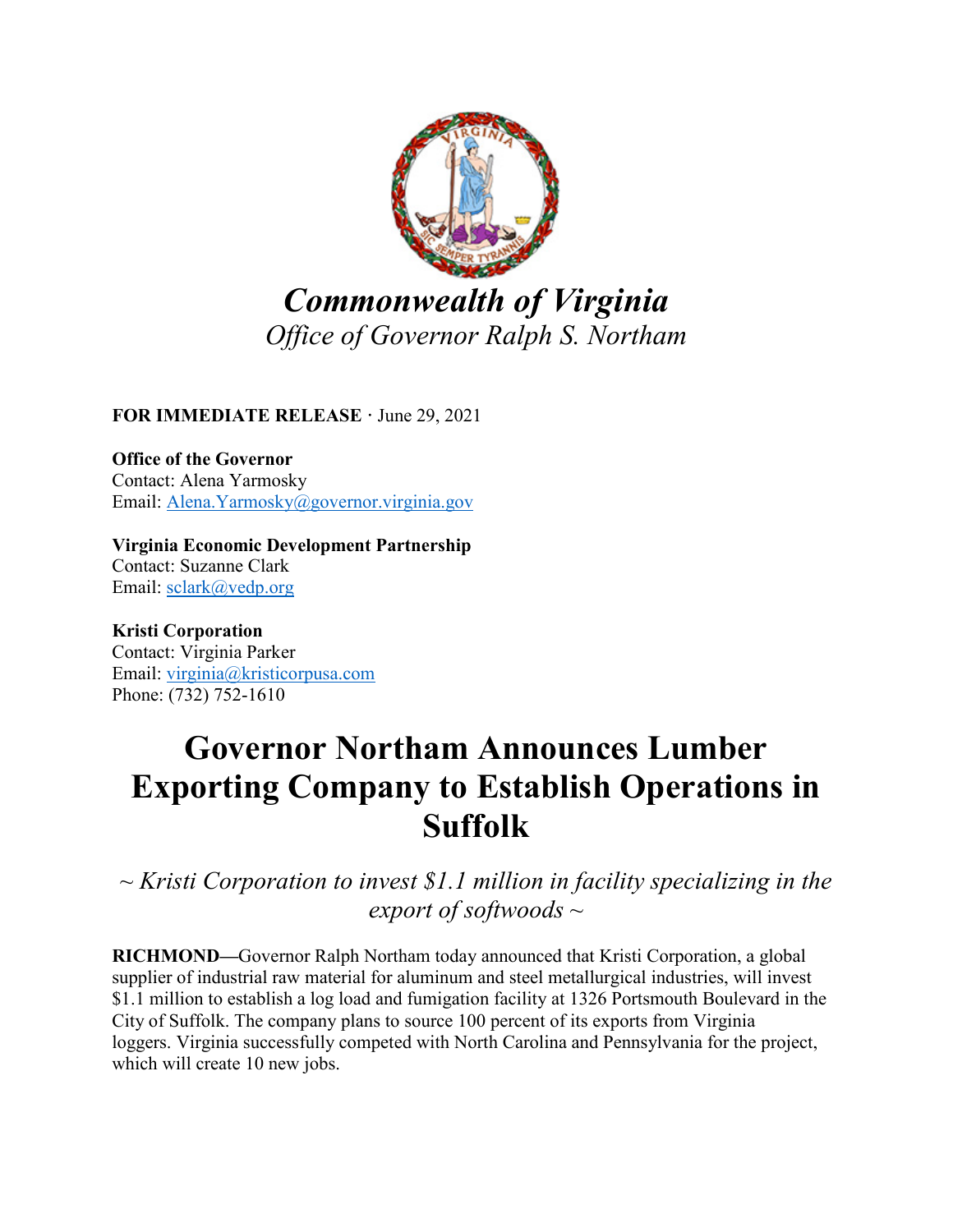*Commonwealth of Virginia*

*Office of Governor Ralph S. Northam*

**FOR IMMEDIATE RELEASE** · June 29, 2021

**Office of the Governor**
Contact: Alena Yarmosky
Email: Alena.Yarmosky@governor.virginia.gov

**Virginia Economic Development Partnership**
Contact: Suzanne Clark
Email: sclark@vedp.org

**Kristi Corporation**
Contact: Virginia Parker
Email: virginia@kristicorpusa.com
Phone: (732) 752-1610

# Governor Northam Announces Lumber Exporting Company to Establish Operations in Suffolk

*~ Kristi Corporation to invest $1.1 million in facility specializing in the export of softwoods ~*

**RICHMOND**—Governor Ralph Northam today announced that Kristi Corporation, a global supplier of industrial raw material for aluminum and steel metallurgical industries, will invest $1.1 million to establish a log load and fumigation facility at 1326 Portsmouth Boulevard in the City of Suffolk. The company plans to source 100 percent of its exports from Virginia loggers. Virginia successfully competed with North Carolina and Pennsylvania for the project, which will create 10 new jobs.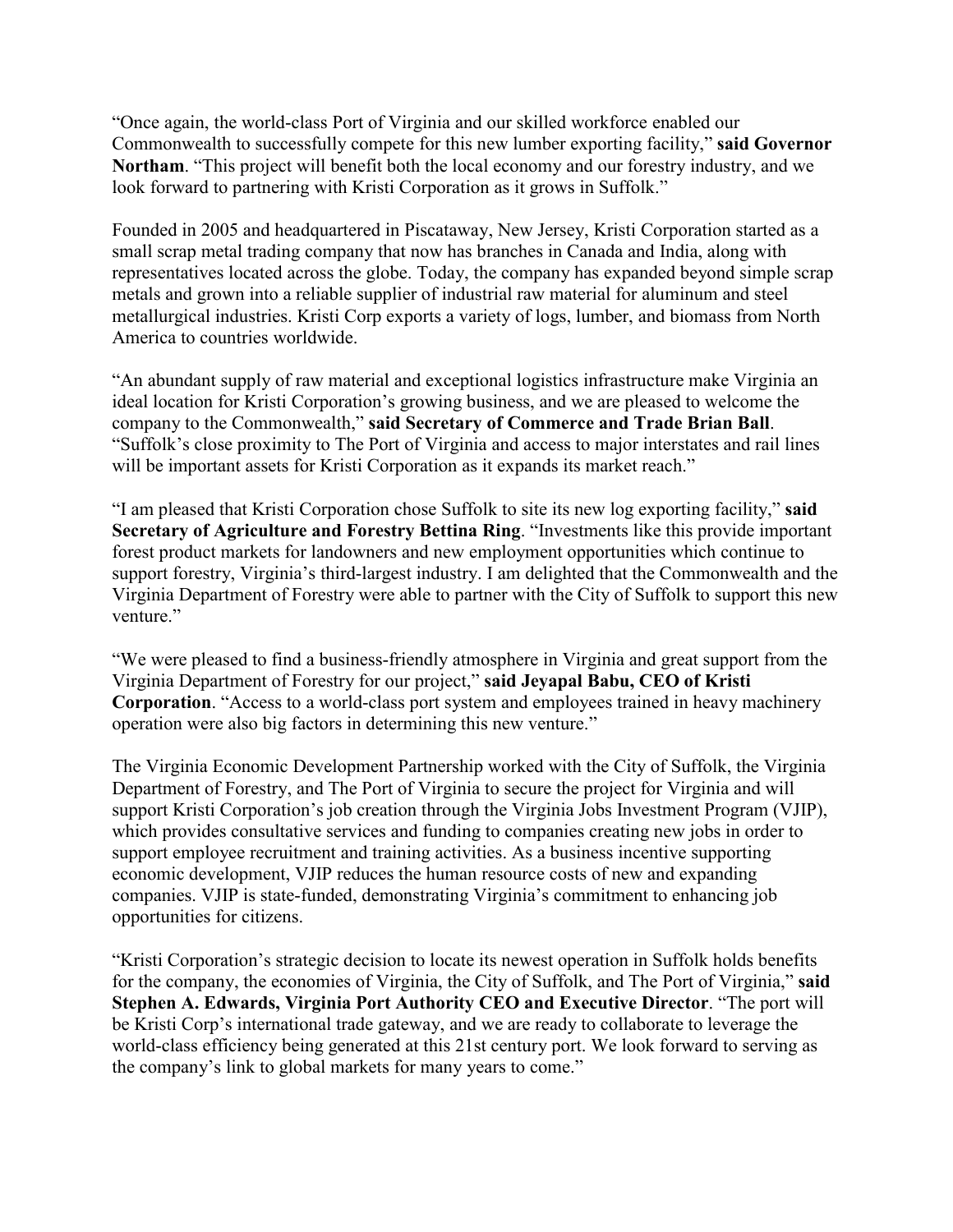"Once again, the world-class Port of Virginia and our skilled workforce enabled our Commonwealth to successfully compete for this new lumber exporting facility," **said Governor Northam**. "This project will benefit both the local economy and our forestry industry, and we look forward to partnering with Kristi Corporation as it grows in Suffolk."

Founded in 2005 and headquartered in Piscataway, New Jersey, Kristi Corporation started as a small scrap metal trading company that now has branches in Canada and India, along with representatives located across the globe. Today, the company has expanded beyond simple scrap metals and grown into a reliable supplier of industrial raw material for aluminum and steel metallurgical industries. Kristi Corp exports a variety of logs, lumber, and biomass from North America to countries worldwide.

"An abundant supply of raw material and exceptional logistics infrastructure make Virginia an ideal location for Kristi Corporation's growing business, and we are pleased to welcome the company to the Commonwealth," **said Secretary of Commerce and Trade Brian Ball**. "Suffolk's close proximity to The Port of Virginia and access to major interstates and rail lines will be important assets for Kristi Corporation as it expands its market reach."

"I am pleased that Kristi Corporation chose Suffolk to site its new log exporting facility," **said Secretary of Agriculture and Forestry Bettina Ring**. "Investments like this provide important forest product markets for landowners and new employment opportunities which continue to support forestry, Virginia's third-largest industry. I am delighted that the Commonwealth and the Virginia Department of Forestry were able to partner with the City of Suffolk to support this new venture."

"We were pleased to find a business-friendly atmosphere in Virginia and great support from the Virginia Department of Forestry for our project," **said Jeyapal Babu, CEO of Kristi Corporation**. "Access to a world-class port system and employees trained in heavy machinery operation were also big factors in determining this new venture."

The Virginia Economic Development Partnership worked with the City of Suffolk, the Virginia Department of Forestry, and The Port of Virginia to secure the project for Virginia and will support Kristi Corporation's job creation through the Virginia Jobs Investment Program (VJIP), which provides consultative services and funding to companies creating new jobs in order to support employee recruitment and training activities. As a business incentive supporting economic development, VJIP reduces the human resource costs of new and expanding companies. VJIP is state-funded, demonstrating Virginia's commitment to enhancing job opportunities for citizens.

"Kristi Corporation's strategic decision to locate its newest operation in Suffolk holds benefits for the company, the economies of Virginia, the City of Suffolk, and The Port of Virginia," **said Stephen A. Edwards, Virginia Port Authority CEO and Executive Director**. "The port will be Kristi Corp's international trade gateway, and we are ready to collaborate to leverage the world-class efficiency being generated at this 21st century port. We look forward to serving as the company's link to global markets for many years to come."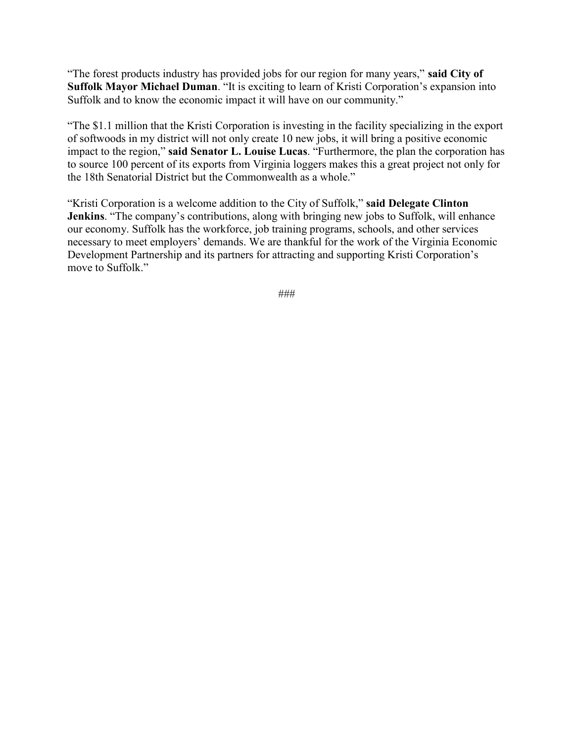"The forest products industry has provided jobs for our region for many years," **said City of Suffolk Mayor Michael Duman**. "It is exciting to learn of Kristi Corporation's expansion into Suffolk and to know the economic impact it will have on our community."

"The $1.1 million that the Kristi Corporation is investing in the facility specializing in the export of softwoods in my district will not only create 10 new jobs, it will bring a positive economic impact to the region," **said Senator L. Louise Lucas**. "Furthermore, the plan the corporation has to source 100 percent of its exports from Virginia loggers makes this a great project not only for the 18th Senatorial District but the Commonwealth as a whole."

"Kristi Corporation is a welcome addition to the City of Suffolk," **said Delegate Clinton Jenkins**. "The company's contributions, along with bringing new jobs to Suffolk, will enhance our economy. Suffolk has the workforce, job training programs, schools, and other services necessary to meet employers' demands. We are thankful for the work of the Virginia Economic Development Partnership and its partners for attracting and supporting Kristi Corporation's move to Suffolk."

###